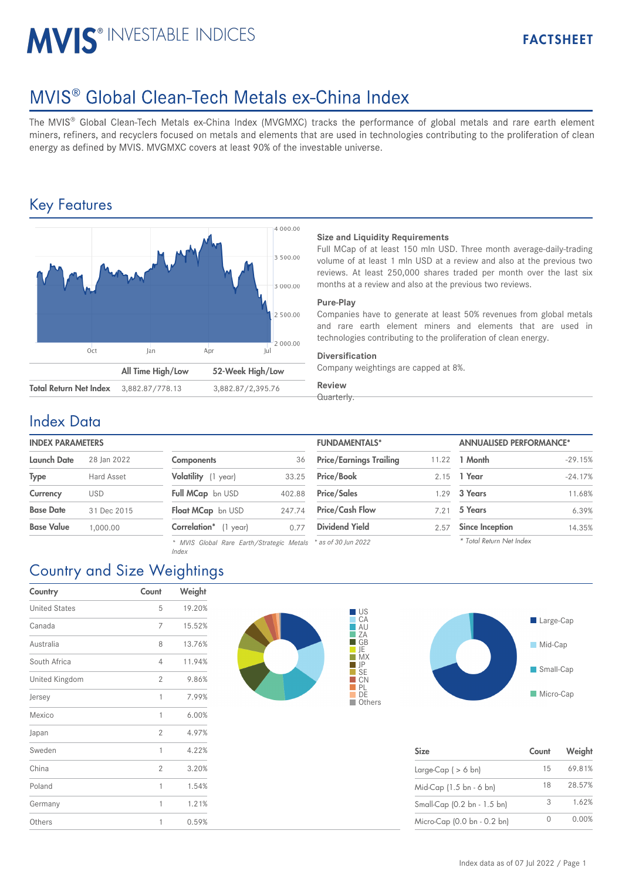MVIS® INVESTABLE INDICES

FACTSHEET

# MVIS® Global Clean-Tech Metals ex-China Index

The MVIS® Global Clean-Tech Metals ex-China Index (MVGMXC) tracks the performance of global metals and rare earth element miners, refiners, and recyclers focused on metals and elements that are used in technologies contributing to the proliferation of clean energy as defined by MVIS. MVGMXC covers at least 90% of the investable universe.

## Key Features

| | All Time High/Low | 52-Week High/Low |
|---|---|---|
| Total Return Net Index | 3,882.87/778.13 | 3,882.87/2,395.76 |

### Size and Liquidity Requirements

Full MCap of at least 150 mln USD. Three month average-daily-trading volume of at least 1 mln USD at a review and also at the previous two reviews. At least 250,000 shares traded per month over the last six months at a review and also at the previous two reviews.

### Pure-Play

Companies have to generate at least 50% revenues from global metals and rare earth element miners and elements that are used in technologies contributing to the proliferation of clean energy.

### Diversification

Company weightings are capped at 8%.

### Review

Quarterly.

## Index Data

**INDEX PARAMETERS**

| | |
|---|---|
| Launch Date | 28 Jan 2022 |
| Type | Hard Asset |
| Currency | USD |
| Base Date | 31 Dec 2015 |
| Base Value | 1,000.00 |

| | |
|---|---|
| Components | 36 |
| Volatility (1 year) | 33.25 |
| Full MCap bn USD | 402.88 |
| Float MCap bn USD | 247.74 |
| Correlation* (1 year) | 0.77 |

\* MVIS Global Rare Earth/Strategic Metals Index

**FUNDAMENTALS***

| | |
|---|---|
| Price/Earnings Trailing | 11.22 |
| Price/Book | 2.15 |
| Price/Sales | 1.29 |
| Price/Cash Flow | 7.21 |
| Dividend Yield | 2.57 |

\* as of 30 Jun 2022

**ANNUALISED PERFORMANCE***

| | |
|---|---|
| 1 Month | -29.15% |
| 1 Year | -24.17% |
| 3 Years | 11.68% |
| 5 Years | 6.39% |
| Since Inception | 14.35% |

\* Total Return Net Index

## Country and Size Weightings

| Country | Count | Weight |
|---|---|---|
| United States | 5 | 19.20% |
| Canada | 7 | 15.52% |
| Australia | 8 | 13.76% |
| South Africa | 4 | 11.94% |
| United Kingdom | 2 | 9.86% |
| Jersey | 1 | 7.99% |
| Mexico | 1 | 6.00% |
| Japan | 2 | 4.97% |
| Sweden | 1 | 4.22% |
| China | 2 | 3.20% |
| Poland | 1 | 1.54% |
| Germany | 1 | 1.21% |
| Others | 1 | 0.59% |

| Size | Count | Weight |
|---|---|---|
| Large-Cap ( > 6 bn) | 15 | 69.81% |
| Mid-Cap (1.5 bn - 6 bn) | 18 | 28.57% |
| Small-Cap (0.2 bn - 1.5 bn) | 3 | 1.62% |
| Micro-Cap (0.0 bn - 0.2 bn) | 0 | 0.00% |

Index data as of 07 Jul 2022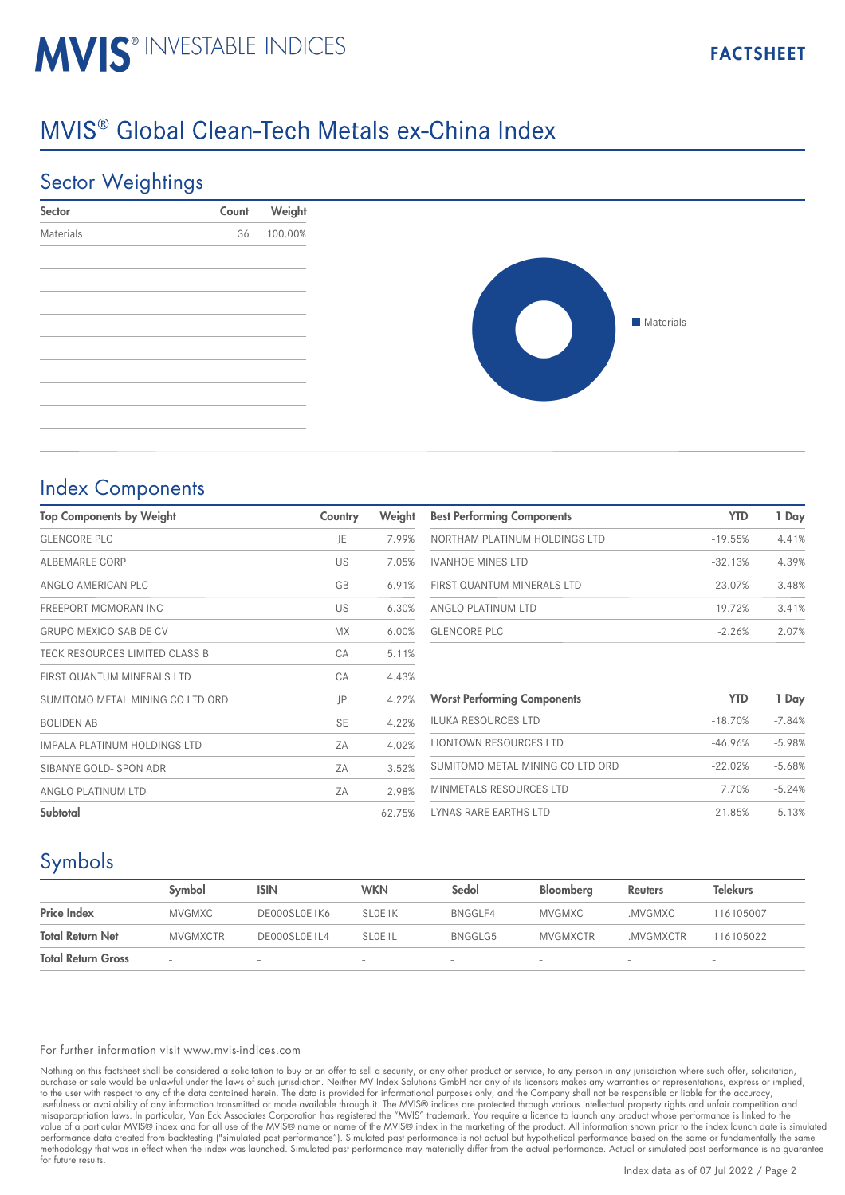# MVIS® Global Clean-Tech Metals ex-China Index

## Sector Weightings

| Sector | Count | Weight |
|---|---|---|
| Materials | 36 | 100.00% |

Materials

## Index Components

| Top Components by Weight | Country | Weight |
|---|---|---|
| GLENCORE PLC | JE | 7.99% |
| ALBEMARLE CORP | US | 7.05% |
| ANGLO AMERICAN PLC | GB | 6.91% |
| FREEPORT-MCMORAN INC | US | 6.30% |
| GRUPO MEXICO SAB DE CV | MX | 6.00% |
| TECK RESOURCES LIMITED CLASS B | CA | 5.11% |
| FIRST QUANTUM MINERALS LTD | CA | 4.43% |
| SUMITOMO METAL MINING CO LTD ORD | JP | 4.22% |
| BOLIDEN AB | SE | 4.22% |
| IMPALA PLATINUM HOLDINGS LTD | ZA | 4.02% |
| SIBANYE GOLD- SPON ADR | ZA | 3.52% |
| ANGLO PLATINUM LTD | ZA | 2.98% |
| **Subtotal** | | 62.75% |

| Best Performing Components | YTD | 1 Day |
|---|---|---|
| NORTHAM PLATINUM HOLDINGS LTD | -19.55% | 4.41% |
| IVANHOE MINES LTD | -32.13% | 4.39% |
| FIRST QUANTUM MINERALS LTD | -23.07% | 3.48% |
| ANGLO PLATINUM LTD | -19.72% | 3.41% |
| GLENCORE PLC | -2.26% | 2.07% |

| Worst Performing Components | YTD | 1 Day |
|---|---|---|
| ILUKA RESOURCES LTD | -18.70% | -7.84% |
| LIONTOWN RESOURCES LTD | -46.96% | -5.98% |
| SUMITOMO METAL MINING CO LTD ORD | -22.02% | -5.68% |
| MINMETALS RESOURCES LTD | 7.70% | -5.24% |
| LYNAS RARE EARTHS LTD | -21.85% | -5.13% |

## Symbols

| | Symbol | ISIN | WKN | Sedol | Bloomberg | Reuters | Telekurs |
|---|---|---|---|---|---|---|---|
| **Price Index** | MVGMXC | DE000SL0E1K6 | SL0E1K | BNGGLF4 | MVGMXC | .MVGMXC | 116105007 |
| **Total Return Net** | MVGMXCTR | DE000SL0E1L4 | SL0E1L | BNGGLG5 | MVGMXCTR | .MVGMXCTR | 116105022 |
| **Total Return Gross** | - | - | - | - | - | - | - |

For further information visit www.mvis-indices.com

Nothing on this factsheet shall be considered a solicitation to buy or an offer to sell a security, or any other product or service, to any person in any jurisdiction where such offer, solicitation, purchase or sale would be unlawful under the laws of such jurisdiction. Neither MV Index Solutions GmbH nor any of its licensors makes any warranties or representations, express or implied, to the user with respect to any of the data contained herein. The data is provided for informational purposes only, and the Company shall not be responsible or liable for the accuracy, usefulness or availability of any information transmitted or made available through it. The MVIS® indices are protected through various intellectual property rights and unfair competition and misappropriation laws. In particular, Van Eck Associates Corporation has registered the "MVIS" trademark. You require a licence to launch any product whose performance is linked to the value of a particular MVIS® index and for all use of the MVIS® name or name of the MVIS® index in the marketing of the product. All information shown prior to the index launch date is simulated performance data created from backtesting ("simulated past performance"). Simulated past performance is not actual but hypothetical performance based on the same or fundamentally the same methodology that was in effect when the index was launched. Simulated past performance may materially differ from the actual performance. Actual or simulated past performance is no guarantee for future results.

Index data as of 07 Jul 2022